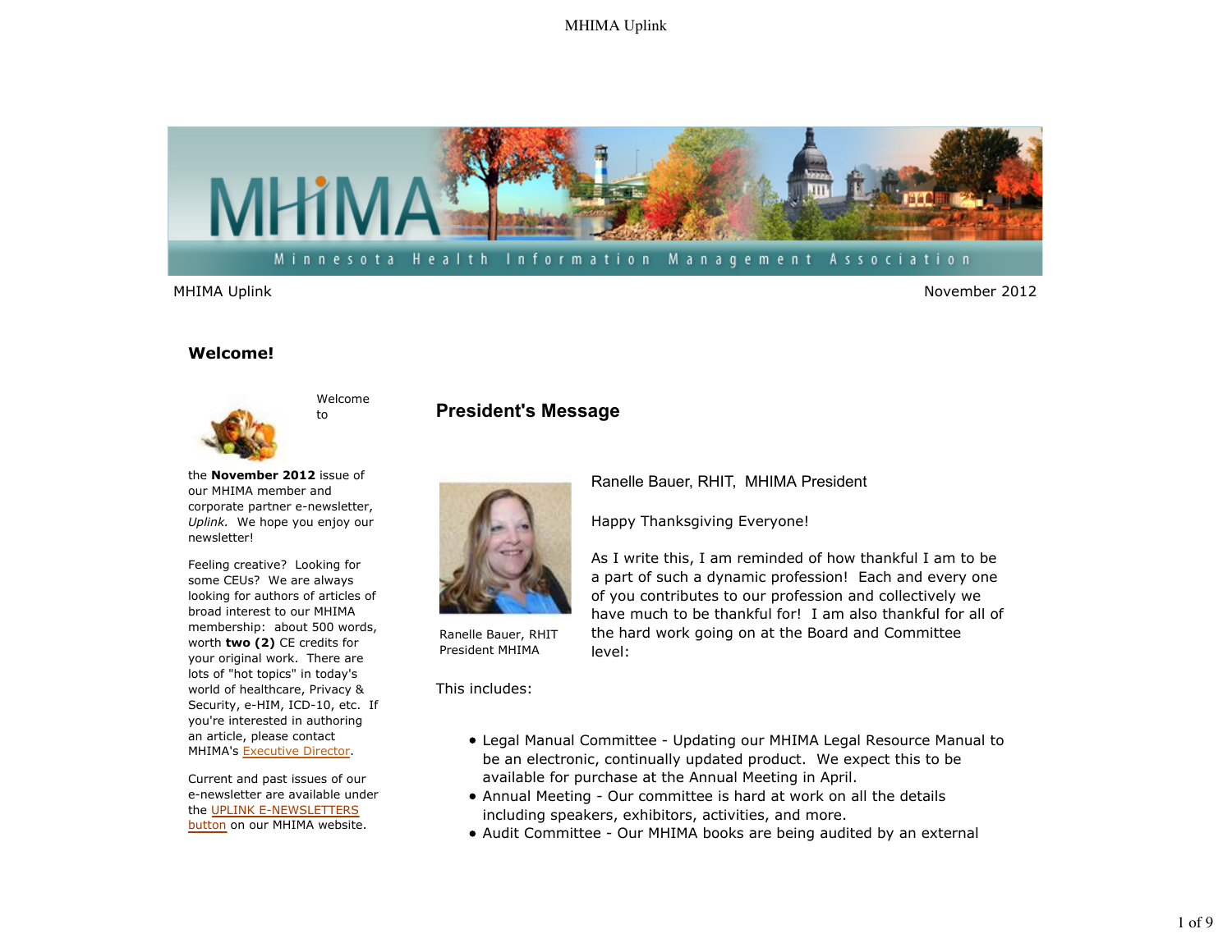Minnesota Health Information Management Association

MHIMA Uplink

November 2012

## Welcome!

Welcome to the **November 2012** issue of our MHIMA member and corporate partner e-newsletter, *Uplink.* We hope you enjoy our newsletter!

Feeling creative? Looking for some CEUs? We are always looking for authors of articles of broad interest to our MHIMA membership: about 500 words, worth **two (2)** CE credits for your original work. There are lots of "hot topics" in today's world of healthcare, Privacy & Security, e-HIM, ICD-10, etc. If you're interested in authoring an article, please contact MHIMA's Executive Director.

Current and past issues of our e-newsletter are available under the UPLINK E-NEWSLETTERS button on our MHIMA website.

## President's Message

Ranelle Bauer, RHIT
President MHIMA

Ranelle Bauer, RHIT, MHIMA President

Happy Thanksgiving Everyone!

As I write this, I am reminded of how thankful I am to be a part of such a dynamic profession! Each and every one of you contributes to our profession and collectively we have much to be thankful for! I am also thankful for all of the hard work going on at the Board and Committee level:

This includes:

- Legal Manual Committee - Updating our MHIMA Legal Resource Manual to be an electronic, continually updated product. We expect this to be available for purchase at the Annual Meeting in April.
- Annual Meeting - Our committee is hard at work on all the details including speakers, exhibitors, activities, and more.
- Audit Committee - Our MHIMA books are being audited by an external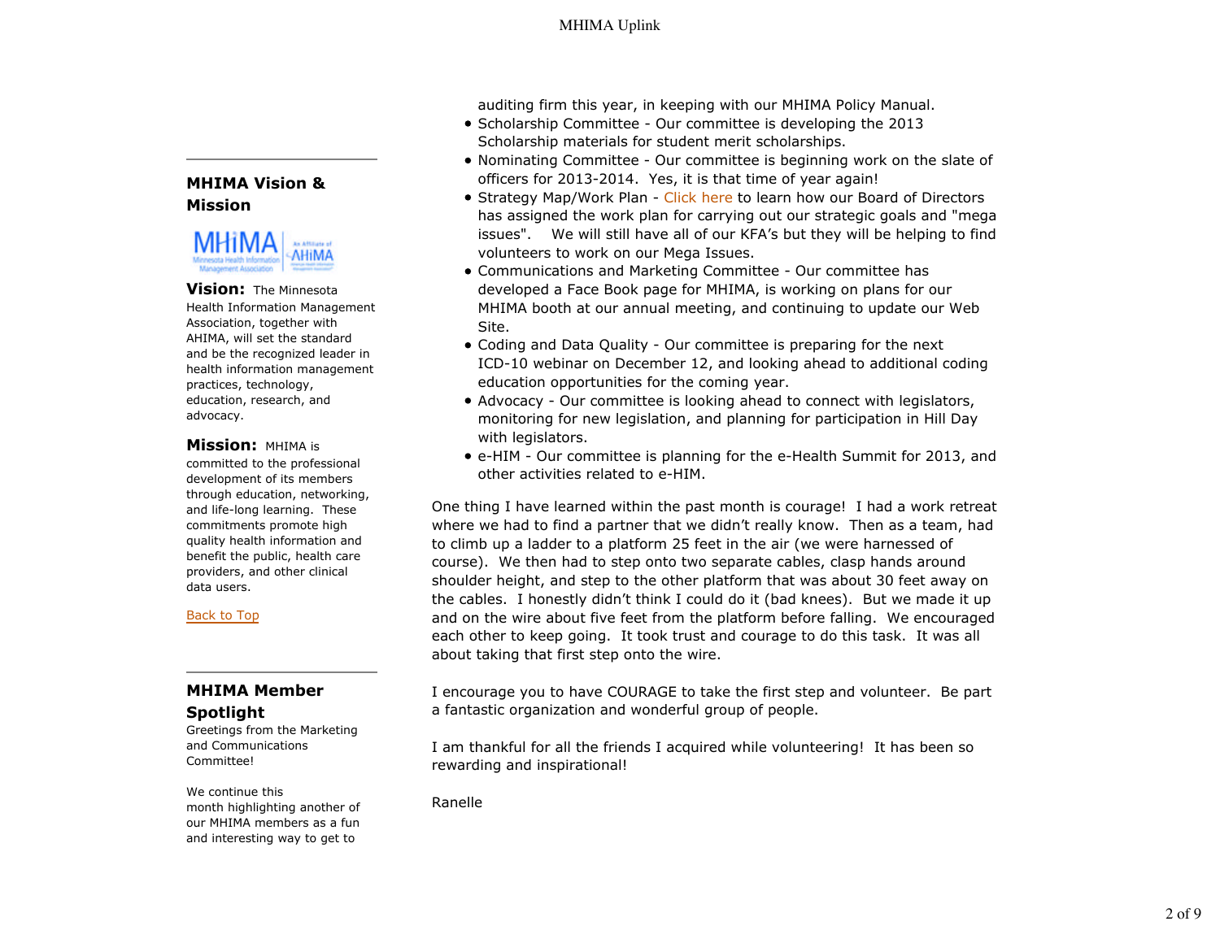auditing firm this year, in keeping with our MHIMA Policy Manual.

- Scholarship Committee - Our committee is developing the 2013 Scholarship materials for student merit scholarships.
- Nominating Committee - Our committee is beginning work on the slate of officers for 2013-2014. Yes, it is that time of year again!
- Strategy Map/Work Plan - Click here to learn how our Board of Directors has assigned the work plan for carrying out our strategic goals and "mega issues". We will still have all of our KFA's but they will be helping to find volunteers to work on our Mega Issues.
- Communications and Marketing Committee - Our committee has developed a Face Book page for MHIMA, is working on plans for our MHIMA booth at our annual meeting, and continuing to update our Web Site.
- Coding and Data Quality - Our committee is preparing for the next ICD-10 webinar on December 12, and looking ahead to additional coding education opportunities for the coming year.
- Advocacy - Our committee is looking ahead to connect with legislators, monitoring for new legislation, and planning for participation in Hill Day with legislators.
- e-HIM - Our committee is planning for the e-Health Summit for 2013, and other activities related to e-HIM.

One thing I have learned within the past month is courage! I had a work retreat where we had to find a partner that we didn't really know. Then as a team, had to climb up a ladder to a platform 25 feet in the air (we were harnessed of course). We then had to step onto two separate cables, clasp hands around shoulder height, and step to the other platform that was about 30 feet away on the cables. I honestly didn't think I could do it (bad knees). But we made it up and on the wire about five feet from the platform before falling. We encouraged each other to keep going. It took trust and courage to do this task. It was all about taking that first step onto the wire.

I encourage you to have COURAGE to take the first step and volunteer. Be part a fantastic organization and wonderful group of people.

I am thankful for all the friends I acquired while volunteering! It has been so rewarding and inspirational!

Ranelle

## MHIMA Vision & Mission

**Vision:** The Minnesota Health Information Management Association, together with AHIMA, will set the standard and be the recognized leader in health information management practices, technology, education, research, and advocacy.

**Mission:** MHIMA is committed to the professional development of its members through education, networking, and life-long learning. These commitments promote high quality health information and benefit the public, health care providers, and other clinical data users.

Back to Top

## MHIMA Member Spotlight

Greetings from the Marketing and Communications Committee!

We continue this month highlighting another of our MHIMA members as a fun and interesting way to get to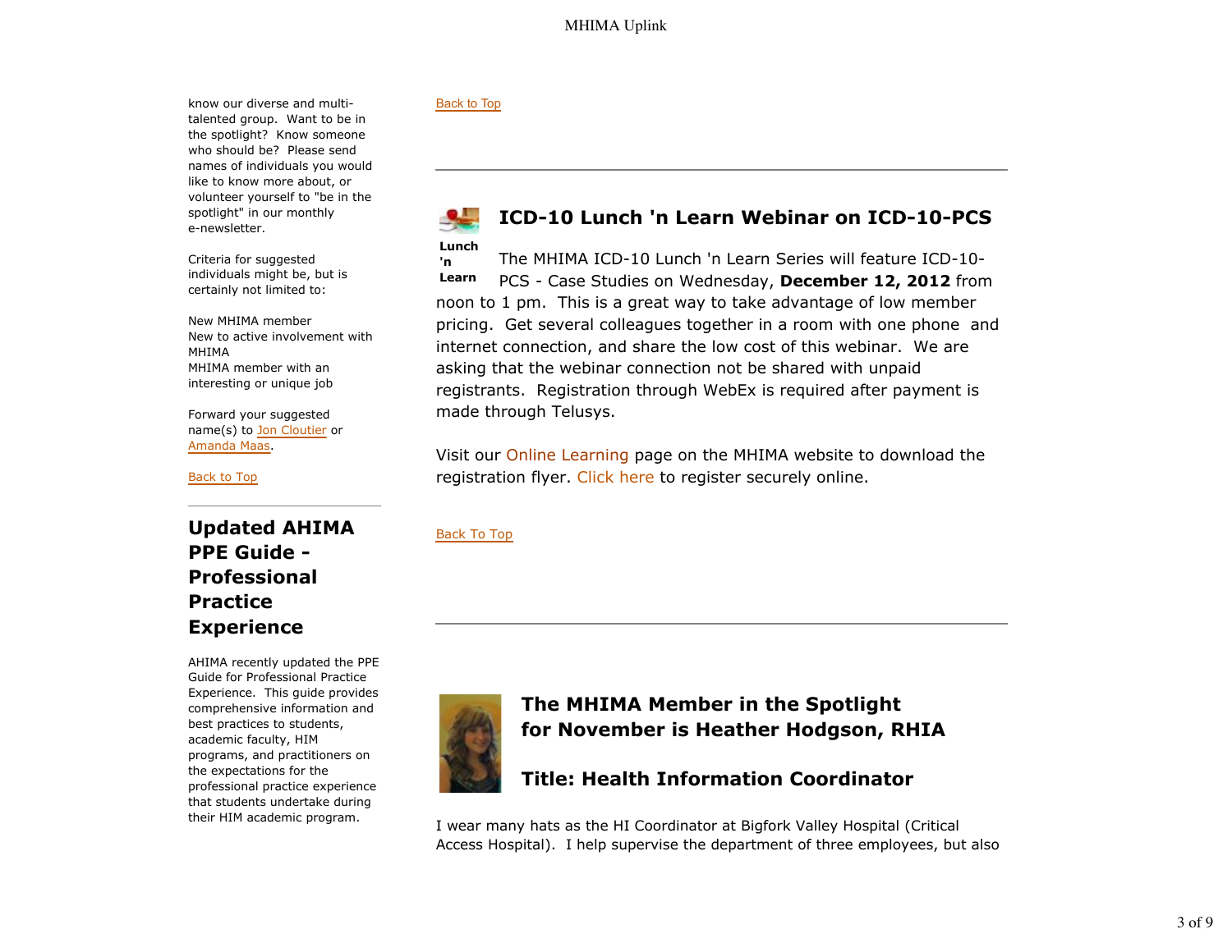know our diverse and multi-talented group. Want to be in the spotlight? Know someone who should be? Please send names of individuals you would like to know more about, or volunteer yourself to "be in the spotlight" in our monthly e-newsletter.

Criteria for suggested individuals might be, but is certainly not limited to:

New MHIMA member
New to active involvement with MHIMA
MHIMA member with an interesting or unique job

Forward your suggested name(s) to Jon Cloutier or Amanda Maas.

Back to Top

---

## Updated AHIMA PPE Guide - Professional Practice Experience

AHIMA recently updated the PPE Guide for Professional Practice Experience. This guide provides comprehensive information and best practices to students, academic faculty, HIM programs, and practitioners on the expectations for the professional practice experience that students undertake during their HIM academic program.

Back to Top

---

## ICD-10 Lunch 'n Learn Webinar on ICD-10-PCS

Lunch 'n Learn

The MHIMA ICD-10 Lunch 'n Learn Series will feature ICD-10-PCS - Case Studies on Wednesday, **December 12, 2012** from noon to 1 pm. This is a great way to take advantage of low member pricing. Get several colleagues together in a room with one phone and internet connection, and share the low cost of this webinar. We are asking that the webinar connection not be shared with unpaid registrants. Registration through WebEx is required after payment is made through Telusys.

Visit our Online Learning page on the MHIMA website to download the registration flyer. Click here to register securely online.

Back To Top

---

## The MHIMA Member in the Spotlight for November is Heather Hodgson, RHIA

## Title: Health Information Coordinator

I wear many hats as the HI Coordinator at Bigfork Valley Hospital (Critical Access Hospital). I help supervise the department of three employees, but also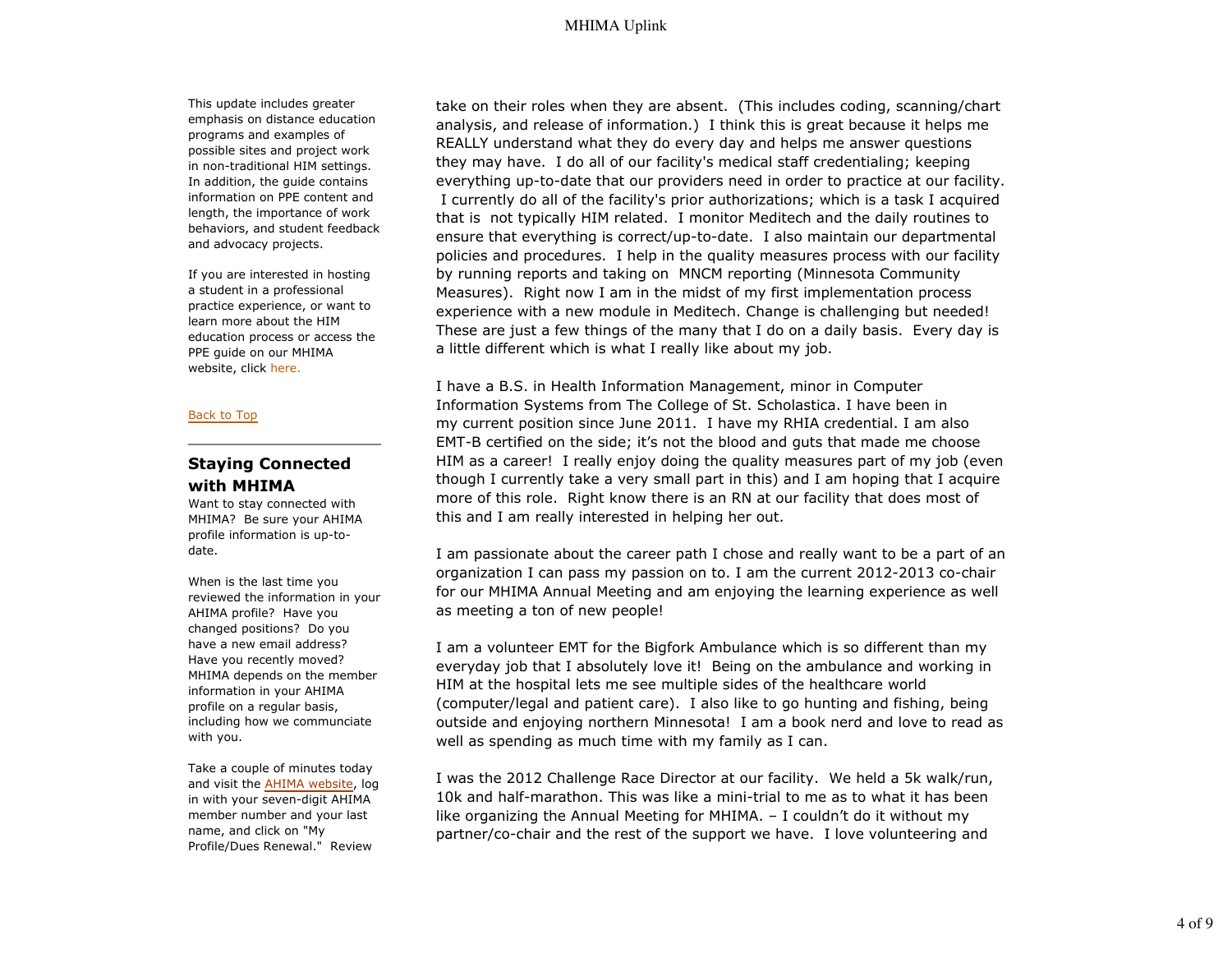This update includes greater emphasis on distance education programs and examples of possible sites and project work in non-traditional HIM settings. In addition, the guide contains information on PPE content and length, the importance of work behaviors, and student feedback and advocacy projects.

If you are interested in hosting a student in a professional practice experience, or want to learn more about the HIM education process or access the PPE guide on our MHIMA website, click here.

Back to Top

## Staying Connected with MHIMA

Want to stay connected with MHIMA? Be sure your AHIMA profile information is up-to-date.

When is the last time you reviewed the information in your AHIMA profile? Have you changed positions? Do you have a new email address? Have you recently moved? MHIMA depends on the member information in your AHIMA profile on a regular basis, including how we communciate with you.

Take a couple of minutes today and visit the AHIMA website, log in with your seven-digit AHIMA member number and your last name, and click on "My Profile/Dues Renewal." Review

take on their roles when they are absent. (This includes coding, scanning/chart analysis, and release of information.) I think this is great because it helps me REALLY understand what they do every day and helps me answer questions they may have. I do all of our facility's medical staff credentialing; keeping everything up-to-date that our providers need in order to practice at our facility. I currently do all of the facility's prior authorizations; which is a task I acquired that is not typically HIM related. I monitor Meditech and the daily routines to ensure that everything is correct/up-to-date. I also maintain our departmental policies and procedures. I help in the quality measures process with our facility by running reports and taking on MNCM reporting (Minnesota Community Measures). Right now I am in the midst of my first implementation process experience with a new module in Meditech. Change is challenging but needed! These are just a few things of the many that I do on a daily basis. Every day is a little different which is what I really like about my job.

I have a B.S. in Health Information Management, minor in Computer Information Systems from The College of St. Scholastica. I have been in my current position since June 2011. I have my RHIA credential. I am also EMT-B certified on the side; it's not the blood and guts that made me choose HIM as a career! I really enjoy doing the quality measures part of my job (even though I currently take a very small part in this) and I am hoping that I acquire more of this role. Right know there is an RN at our facility that does most of this and I am really interested in helping her out.

I am passionate about the career path I chose and really want to be a part of an organization I can pass my passion on to. I am the current 2012-2013 co-chair for our MHIMA Annual Meeting and am enjoying the learning experience as well as meeting a ton of new people!

I am a volunteer EMT for the Bigfork Ambulance which is so different than my everyday job that I absolutely love it! Being on the ambulance and working in HIM at the hospital lets me see multiple sides of the healthcare world (computer/legal and patient care). I also like to go hunting and fishing, being outside and enjoying northern Minnesota! I am a book nerd and love to read as well as spending as much time with my family as I can.

I was the 2012 Challenge Race Director at our facility. We held a 5k walk/run, 10k and half-marathon. This was like a mini-trial to me as to what it has been like organizing the Annual Meeting for MHIMA. – I couldn't do it without my partner/co-chair and the rest of the support we have. I love volunteering and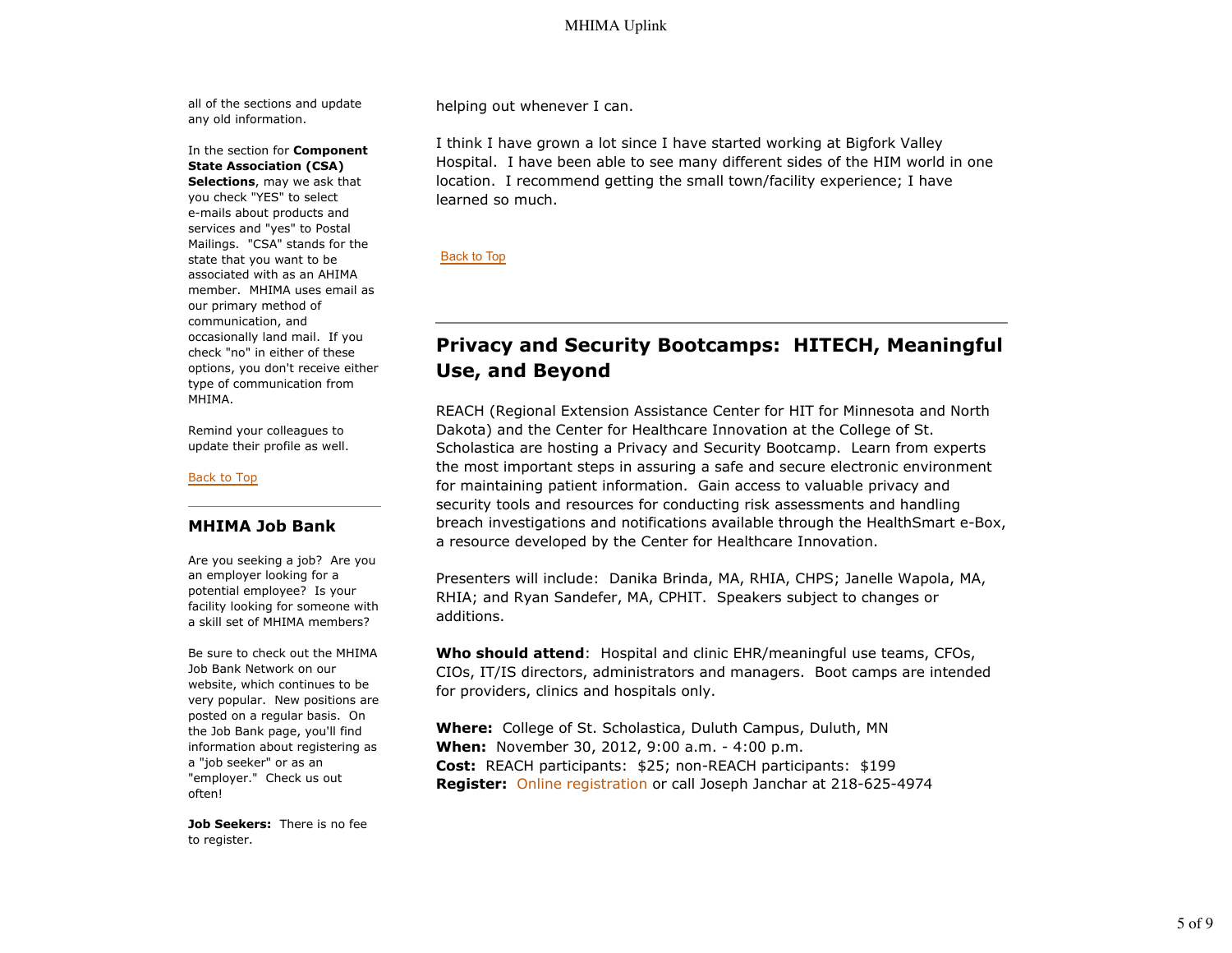all of the sections and update any old information.

In the section for **Component State Association (CSA) Selections**, may we ask that you check "YES" to select e-mails about products and services and "yes" to Postal Mailings. "CSA" stands for the state that you want to be associated with as an AHIMA member. MHIMA uses email as our primary method of communication, and occasionally land mail. If you check "no" in either of these options, you don't receive either type of communication from MHIMA.

Remind your colleagues to update their profile as well.

Back to Top

## MHIMA Job Bank

Are you seeking a job? Are you an employer looking for a potential employee? Is your facility looking for someone with a skill set of MHIMA members?

Be sure to check out the MHIMA Job Bank Network on our website, which continues to be very popular. New positions are posted on a regular basis. On the Job Bank page, you'll find information about registering as a "job seeker" or as an "employer." Check us out often!

**Job Seekers:** There is no fee to register.

helping out whenever I can.

I think I have grown a lot since I have started working at Bigfork Valley Hospital. I have been able to see many different sides of the HIM world in one location. I recommend getting the small town/facility experience; I have learned so much.

Back to Top

## Privacy and Security Bootcamps: HITECH, Meaningful Use, and Beyond

REACH (Regional Extension Assistance Center for HIT for Minnesota and North Dakota) and the Center for Healthcare Innovation at the College of St. Scholastica are hosting a Privacy and Security Bootcamp. Learn from experts the most important steps in assuring a safe and secure electronic environment for maintaining patient information. Gain access to valuable privacy and security tools and resources for conducting risk assessments and handling breach investigations and notifications available through the HealthSmart e-Box, a resource developed by the Center for Healthcare Innovation.

Presenters will include: Danika Brinda, MA, RHIA, CHPS; Janelle Wapola, MA, RHIA; and Ryan Sandefer, MA, CPHIT. Speakers subject to changes or additions.

**Who should attend**: Hospital and clinic EHR/meaningful use teams, CFOs, CIOs, IT/IS directors, administrators and managers. Boot camps are intended for providers, clinics and hospitals only.

**Where:** College of St. Scholastica, Duluth Campus, Duluth, MN
**When:** November 30, 2012, 9:00 a.m. - 4:00 p.m.
**Cost:** REACH participants: $25; non-REACH participants: $199
**Register:** Online registration or call Joseph Janchar at 218-625-4974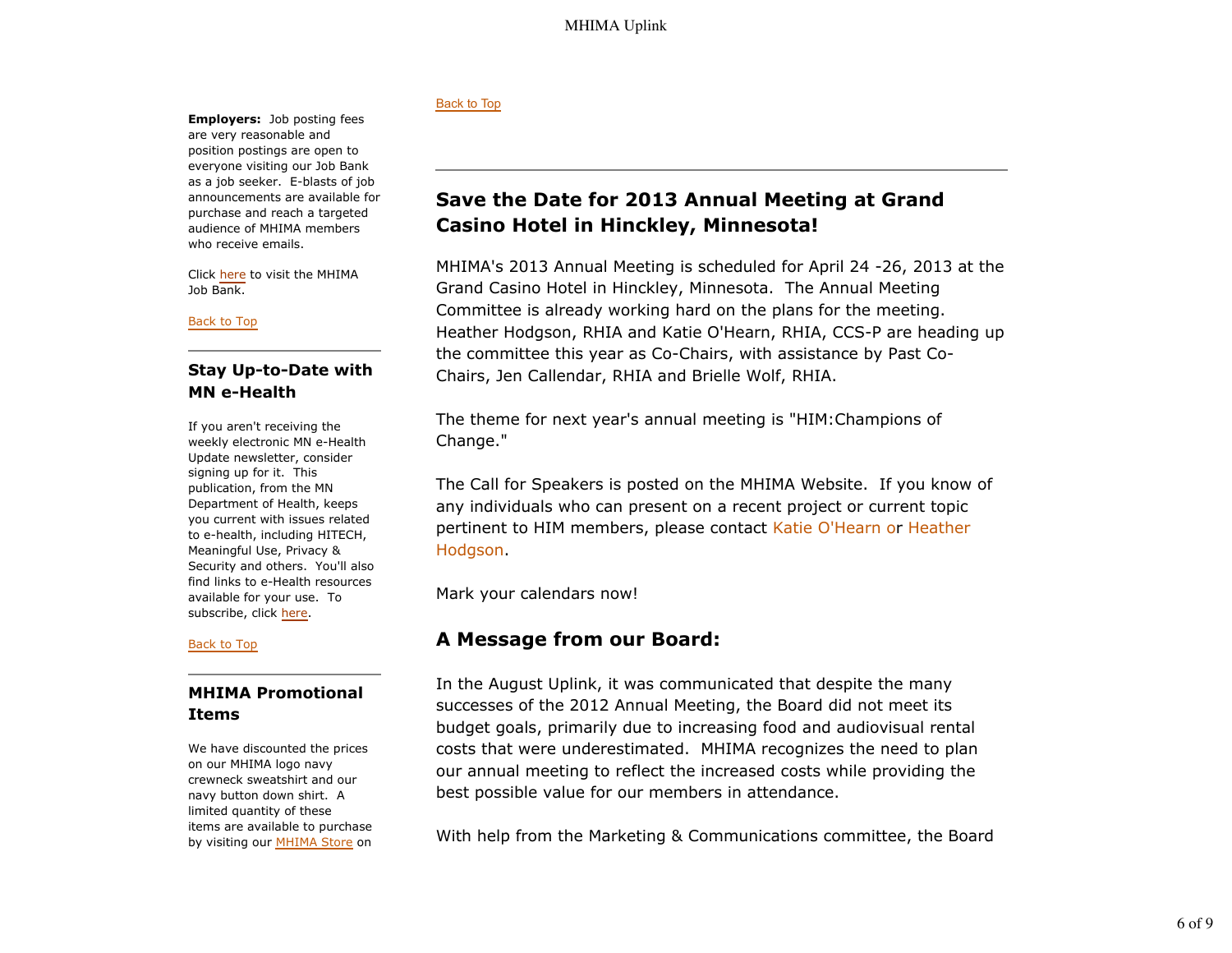**Employers:** Job posting fees are very reasonable and position postings are open to everyone visiting our Job Bank as a job seeker. E-blasts of job announcements are available for purchase and reach a targeted audience of MHIMA members who receive emails.

Click here to visit the MHIMA Job Bank.

Back to Top

## Stay Up-to-Date with MN e-Health

If you aren't receiving the weekly electronic MN e-Health Update newsletter, consider signing up for it. This publication, from the MN Department of Health, keeps you current with issues related to e-health, including HITECH, Meaningful Use, Privacy & Security and others. You'll also find links to e-Health resources available for your use. To subscribe, click here.

Back to Top

## MHIMA Promotional Items

We have discounted the prices on our MHIMA logo navy crewneck sweatshirt and our navy button down shirt. A limited quantity of these items are available to purchase by visiting our MHIMA Store on

Back to Top

## Save the Date for 2013 Annual Meeting at Grand Casino Hotel in Hinckley, Minnesota!

MHIMA's 2013 Annual Meeting is scheduled for April 24 -26, 2013 at the Grand Casino Hotel in Hinckley, Minnesota. The Annual Meeting Committee is already working hard on the plans for the meeting. Heather Hodgson, RHIA and Katie O'Hearn, RHIA, CCS-P are heading up the committee this year as Co-Chairs, with assistance by Past Co-Chairs, Jen Callendar, RHIA and Brielle Wolf, RHIA.

The theme for next year's annual meeting is "HIM:Champions of Change."

The Call for Speakers is posted on the MHIMA Website. If you know of any individuals who can present on a recent project or current topic pertinent to HIM members, please contact Katie O'Hearn or Heather Hodgson.

Mark your calendars now!

## A Message from our Board:

In the August Uplink, it was communicated that despite the many successes of the 2012 Annual Meeting, the Board did not meet its budget goals, primarily due to increasing food and audiovisual rental costs that were underestimated. MHIMA recognizes the need to plan our annual meeting to reflect the increased costs while providing the best possible value for our members in attendance.

With help from the Marketing & Communications committee, the Board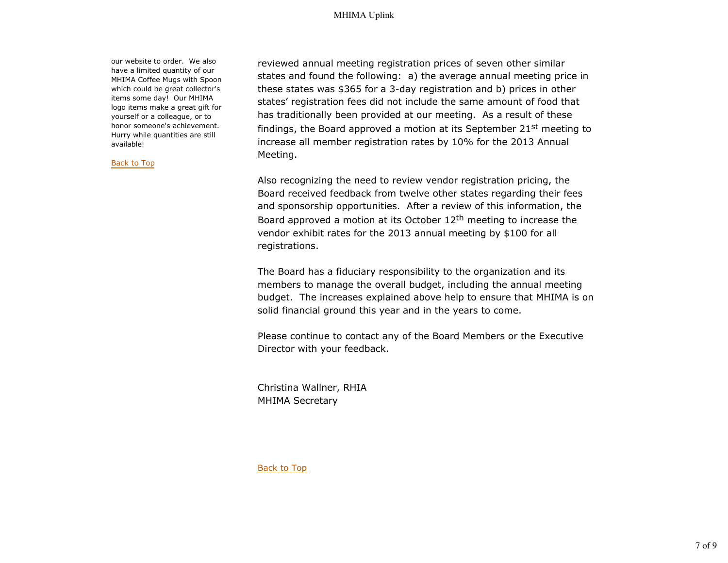our website to order. We also have a limited quantity of our MHIMA Coffee Mugs with Spoon which could be great collector's items some day! Our MHIMA logo items make a great gift for yourself or a colleague, or to honor someone's achievement. Hurry while quantities are still available!

Back to Top

reviewed annual meeting registration prices of seven other similar states and found the following: a) the average annual meeting price in these states was $365 for a 3-day registration and b) prices in other states' registration fees did not include the same amount of food that has traditionally been provided at our meeting. As a result of these findings, the Board approved a motion at its September 21st meeting to increase all member registration rates by 10% for the 2013 Annual Meeting.

Also recognizing the need to review vendor registration pricing, the Board received feedback from twelve other states regarding their fees and sponsorship opportunities. After a review of this information, the Board approved a motion at its October 12th meeting to increase the vendor exhibit rates for the 2013 annual meeting by $100 for all registrations.

The Board has a fiduciary responsibility to the organization and its members to manage the overall budget, including the annual meeting budget. The increases explained above help to ensure that MHIMA is on solid financial ground this year and in the years to come.

Please continue to contact any of the Board Members or the Executive Director with your feedback.

Christina Wallner, RHIA
MHIMA Secretary

Back to Top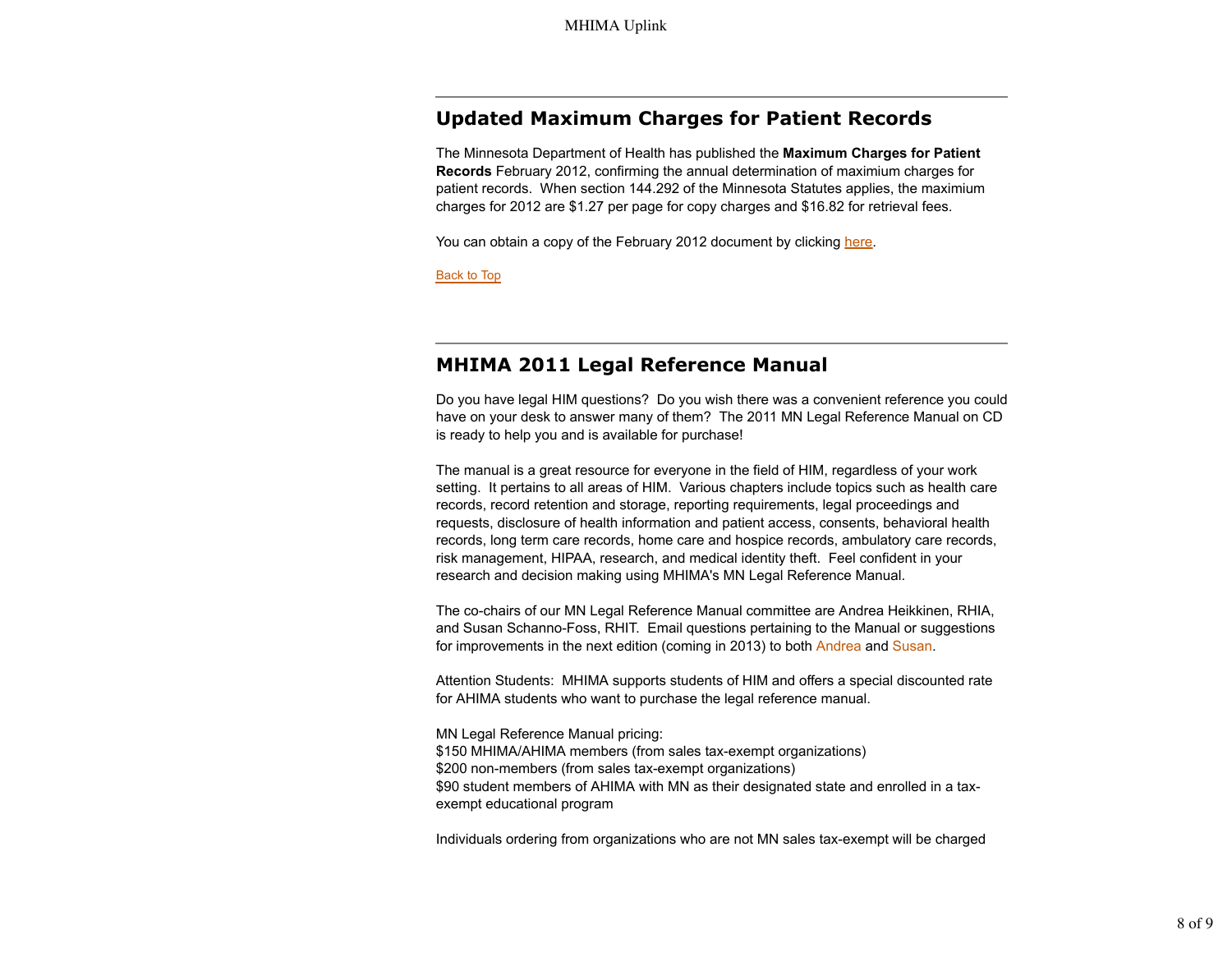## Updated Maximum Charges for Patient Records

The Minnesota Department of Health has published the **Maximum Charges for Patient Records** February 2012, confirming the annual determination of maximium charges for patient records. When section 144.292 of the Minnesota Statutes applies, the maximium charges for 2012 are $1.27 per page for copy charges and $16.82 for retrieval fees.

You can obtain a copy of the February 2012 document by clicking here.

Back to Top

## MHIMA 2011 Legal Reference Manual

Do you have legal HIM questions? Do you wish there was a convenient reference you could have on your desk to answer many of them? The 2011 MN Legal Reference Manual on CD is ready to help you and is available for purchase!

The manual is a great resource for everyone in the field of HIM, regardless of your work setting. It pertains to all areas of HIM. Various chapters include topics such as health care records, record retention and storage, reporting requirements, legal proceedings and requests, disclosure of health information and patient access, consents, behavioral health records, long term care records, home care and hospice records, ambulatory care records, risk management, HIPAA, research, and medical identity theft. Feel confident in your research and decision making using MHIMA's MN Legal Reference Manual.

The co-chairs of our MN Legal Reference Manual committee are Andrea Heikkinen, RHIA, and Susan Schanno-Foss, RHIT. Email questions pertaining to the Manual or suggestions for improvements in the next edition (coming in 2013) to both Andrea and Susan.

Attention Students: MHIMA supports students of HIM and offers a special discounted rate for AHIMA students who want to purchase the legal reference manual.

MN Legal Reference Manual pricing:
$150 MHIMA/AHIMA members (from sales tax-exempt organizations)
$200 non-members (from sales tax-exempt organizations)
$90 student members of AHIMA with MN as their designated state and enrolled in a tax-exempt educational program

Individuals ordering from organizations who are not MN sales tax-exempt will be charged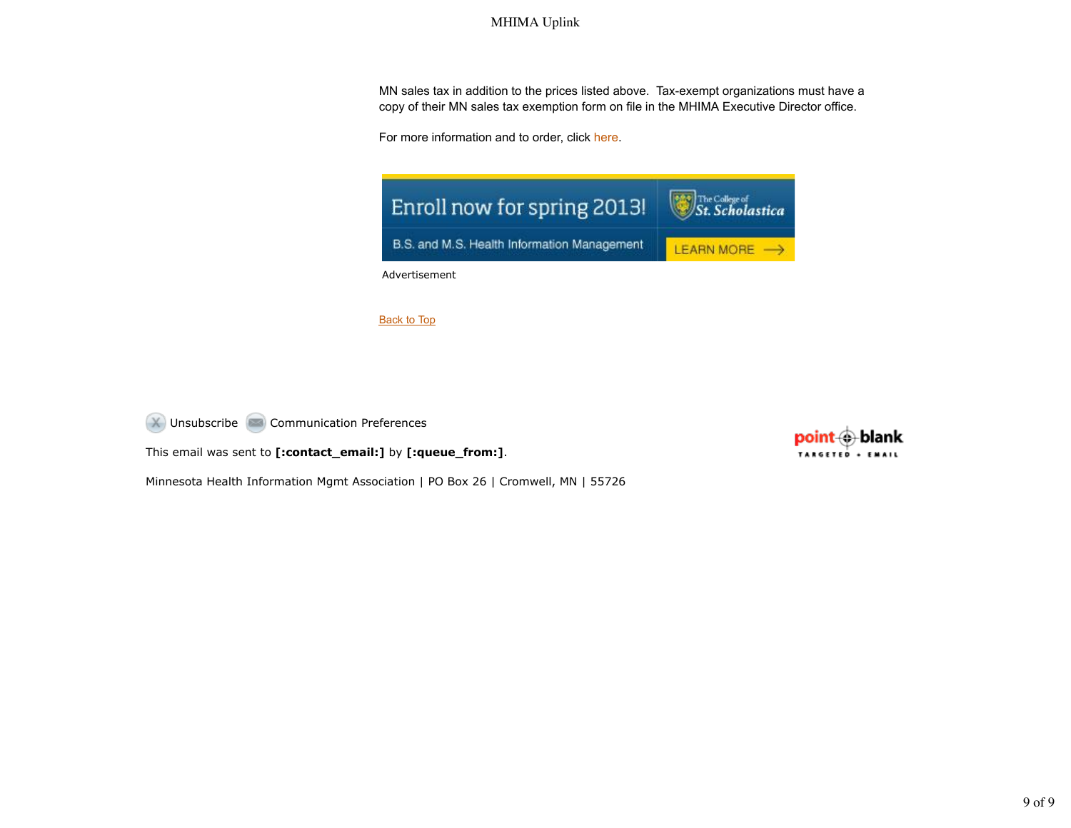MN sales tax in addition to the prices listed above. Tax-exempt organizations must have a copy of their MN sales tax exemption form on file in the MHIMA Executive Director office.

For more information and to order, click here.

Enroll now for spring 2013!

The College of St. Scholastica

B.S. and M.S. Health Information Management

LEARN MORE

Advertisement

Back to Top

Unsubscribe Communication Preferences

This email was sent to **[:contact_email:]** by **[:queue_from:]**.

Minnesota Health Information Mgmt Association | PO Box 26 | Cromwell, MN | 55726

point blank TARGETED • EMAIL